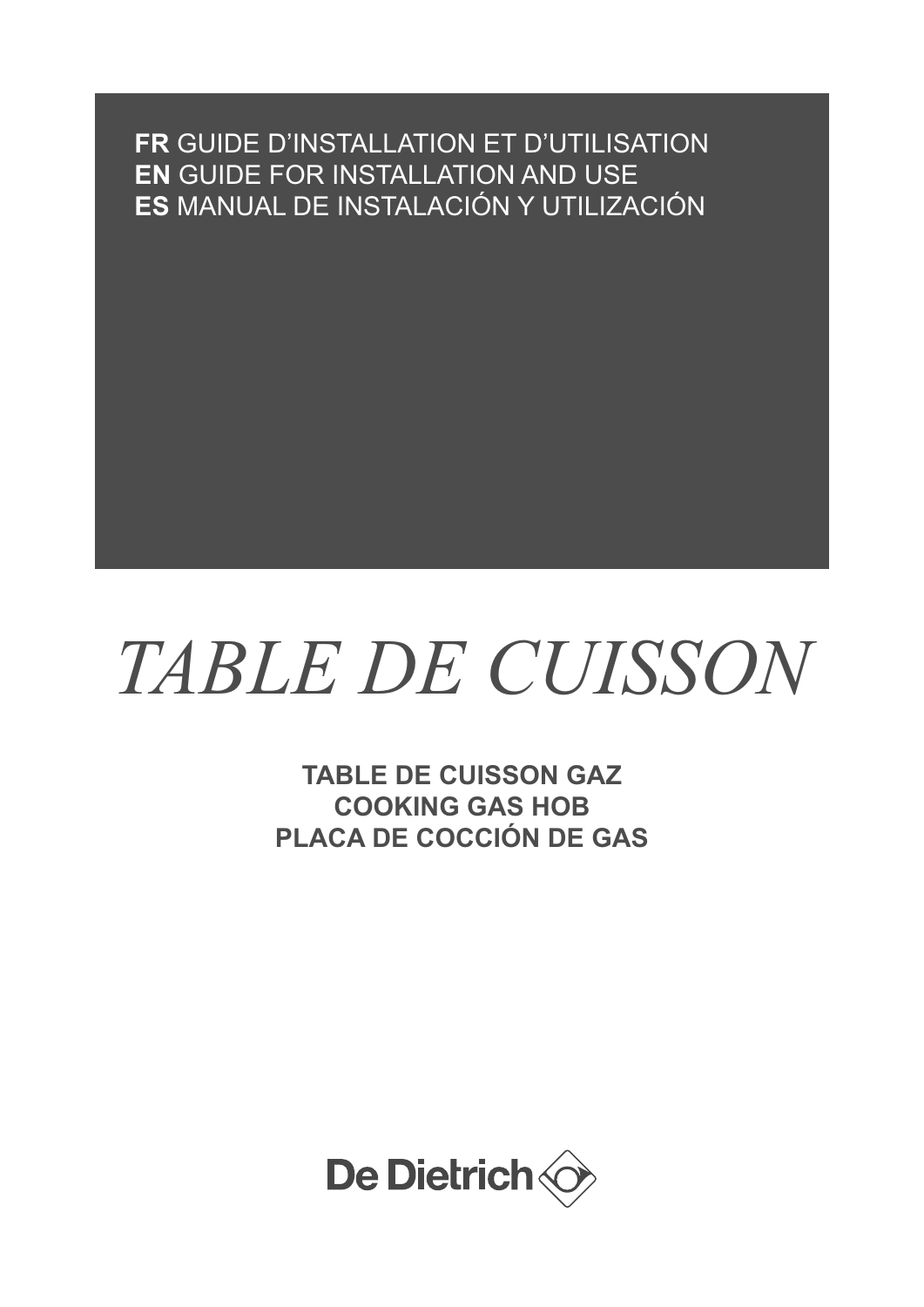**FR** GUIDE D'INSTALLATION ET D'UTILISATION
**EN** GUIDE FOR INSTALLATION AND USE
**ES** MANUAL DE INSTALACIÓN Y UTILIZACIÓN

# *TABLE DE CUISSON*

**TABLE DE CUISSON GAZ**
**COOKING GAS HOB**
**PLACA DE COCCIÓN DE GAS**

De Dietrich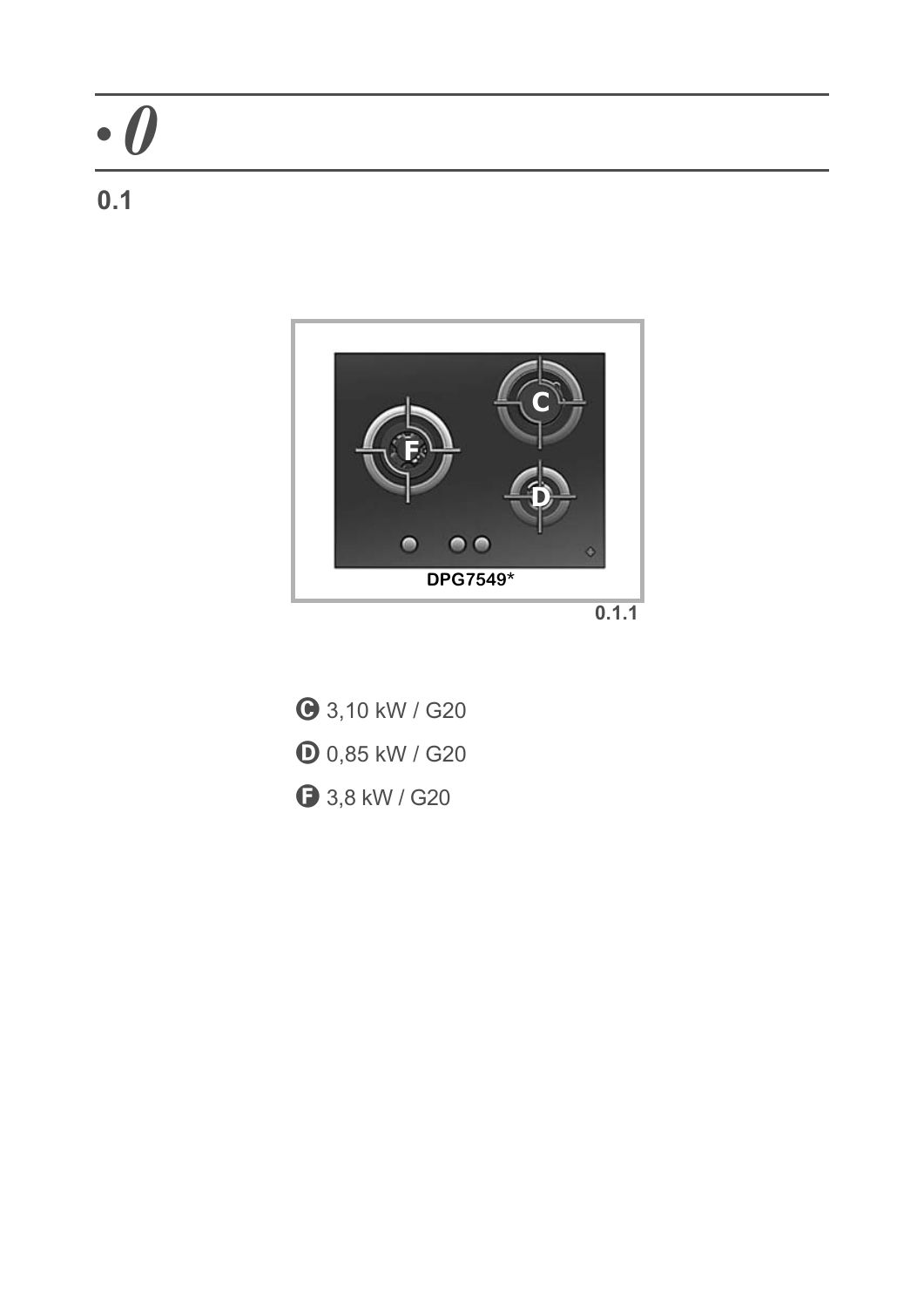# • 0

## 0.1

DPG7549*

0.1.1

- **C** 3,10 kW / G20
- **D** 0,85 kW / G20
- **F** 3,8 kW / G20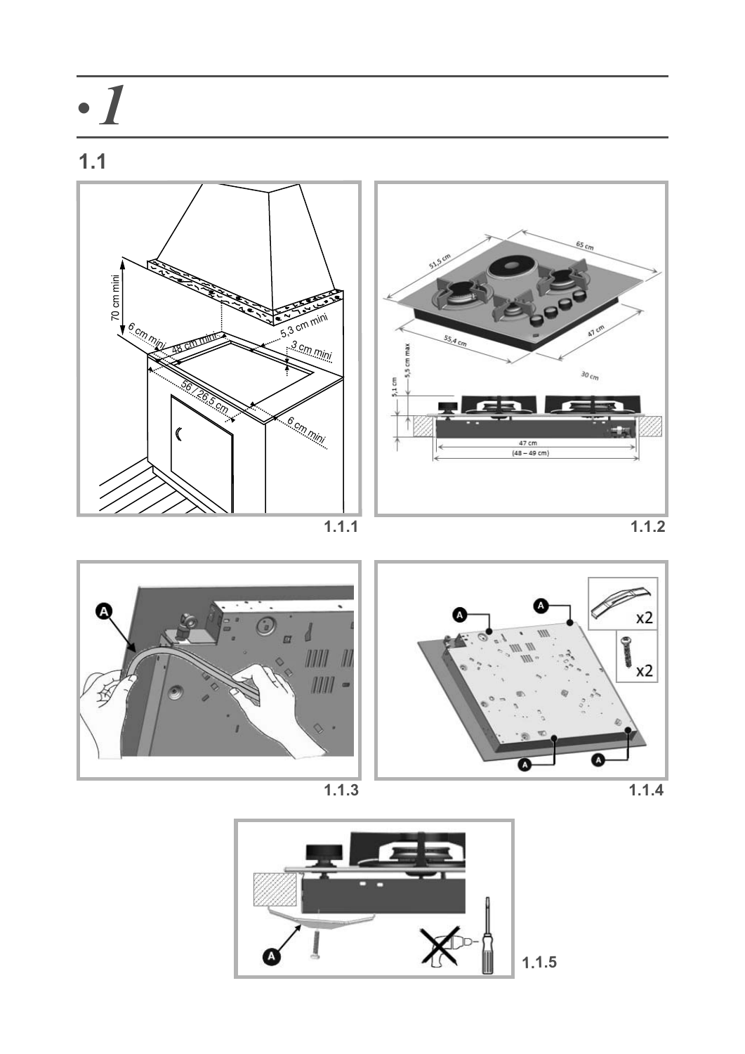# •1

## 1.1

70 cm mini

6 cm mini

48 cm mini

5,3 cm mini

3 cm mini

56 / 26,5 cm

6 cm mini

1.1.1

51,5 cm

65 cm

55,4 cm

47 cm

30 cm

5,5 cm max

5,1 cm

47 cm

(48 – 49 cm)

1.1.2

A

1.1.3

A

A

A

A

x2

x2

1.1.4

A

1.1.5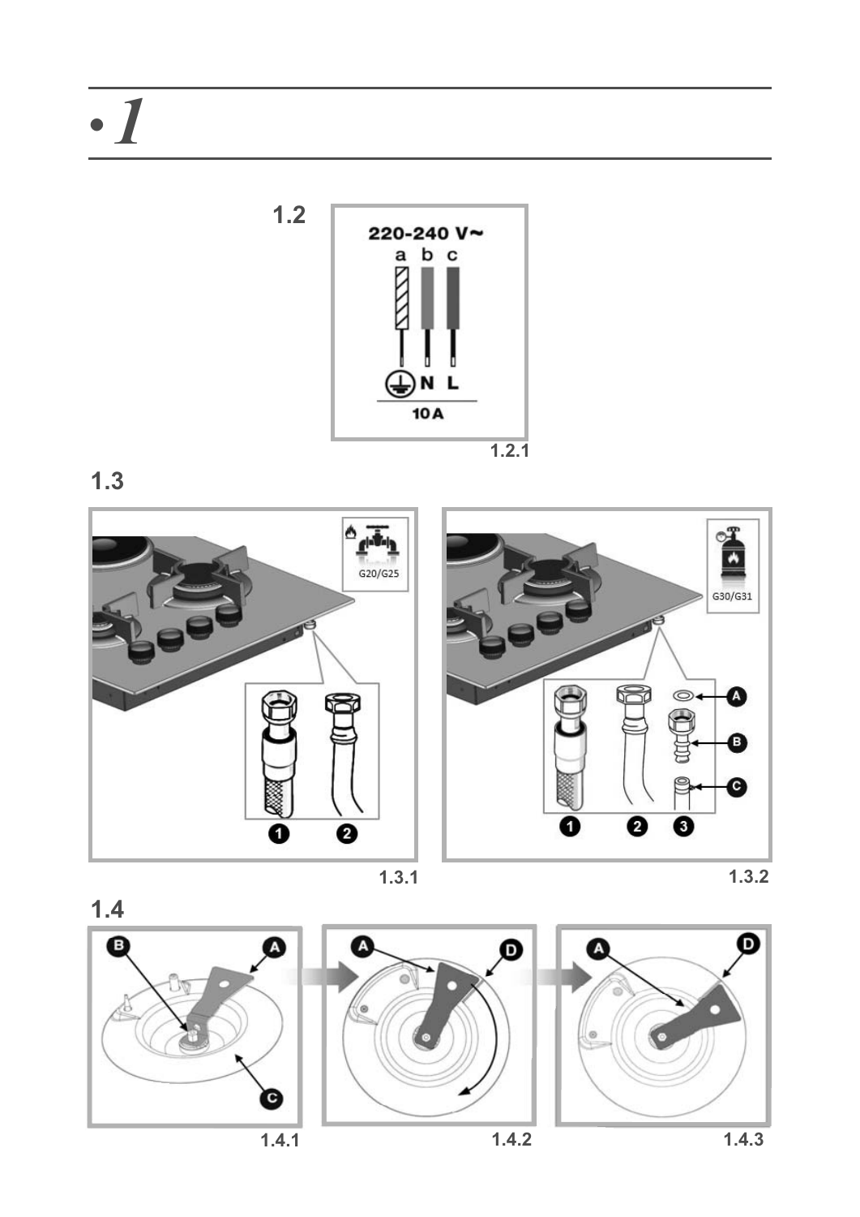# •1

1.2

220-240 V~

a b c

N L

10 A

1.2.1

## 1.3

G20/G25

1 2

1.3.1

G30/G31

A

B

C

1 2 3

1.3.2

## 1.4

B A

C

1.4.1

A D

1.4.2

A D

1.4.3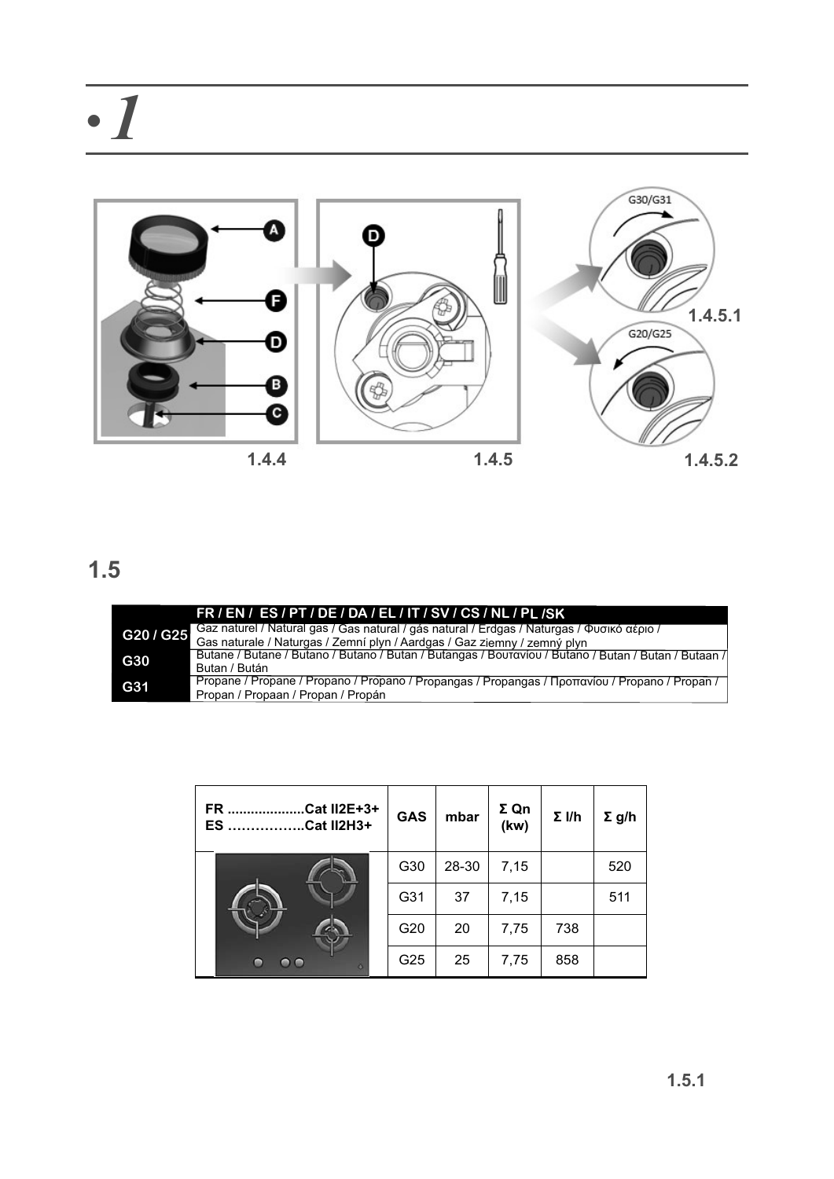# • 1

A
F
D
B
C

1.4.4

D

1.4.5

G30/G31

1.4.5.1

G20/G25

1.4.5.2

## 1.5

| | FR / EN / ES / PT / DE / DA / EL / IT / SV / CS / NL / PL /SK |
|---|---|
| G20 / G25 | Gaz naturel / Natural gas / Gas natural / gás natural / Erdgas / Naturgas / Φυσικό αέριο / Gas naturale / Naturgas / Zemní plyn / Aardgas / Gaz ziemny / zemný plyn |
| G30 | Butane / Butane / Butano / Butano / Butan / Butangas / Βουτανίου / Butano / Butan / Butan / Butaan / Butan / Bután |
| G31 | Propane / Propane / Propano / Propano / Propangas / Propangas / Προπανίου / Propano / Propan / Propan / Propaan / Propan / Propán |

| FR ....................Cat II2E+3+<br>ES ……………..Cat II2H3+ | GAS | mbar | Σ Qn (kw) | Σ l/h | Σ g/h |
|---|---|---|---|---|---|
| | G30 | 28-30 | 7,15 | | 520 |
| | G31 | 37 | 7,15 | | 511 |
| | G20 | 20 | 7,75 | 738 | |
| | G25 | 25 | 7,75 | 858 | |

1.5.1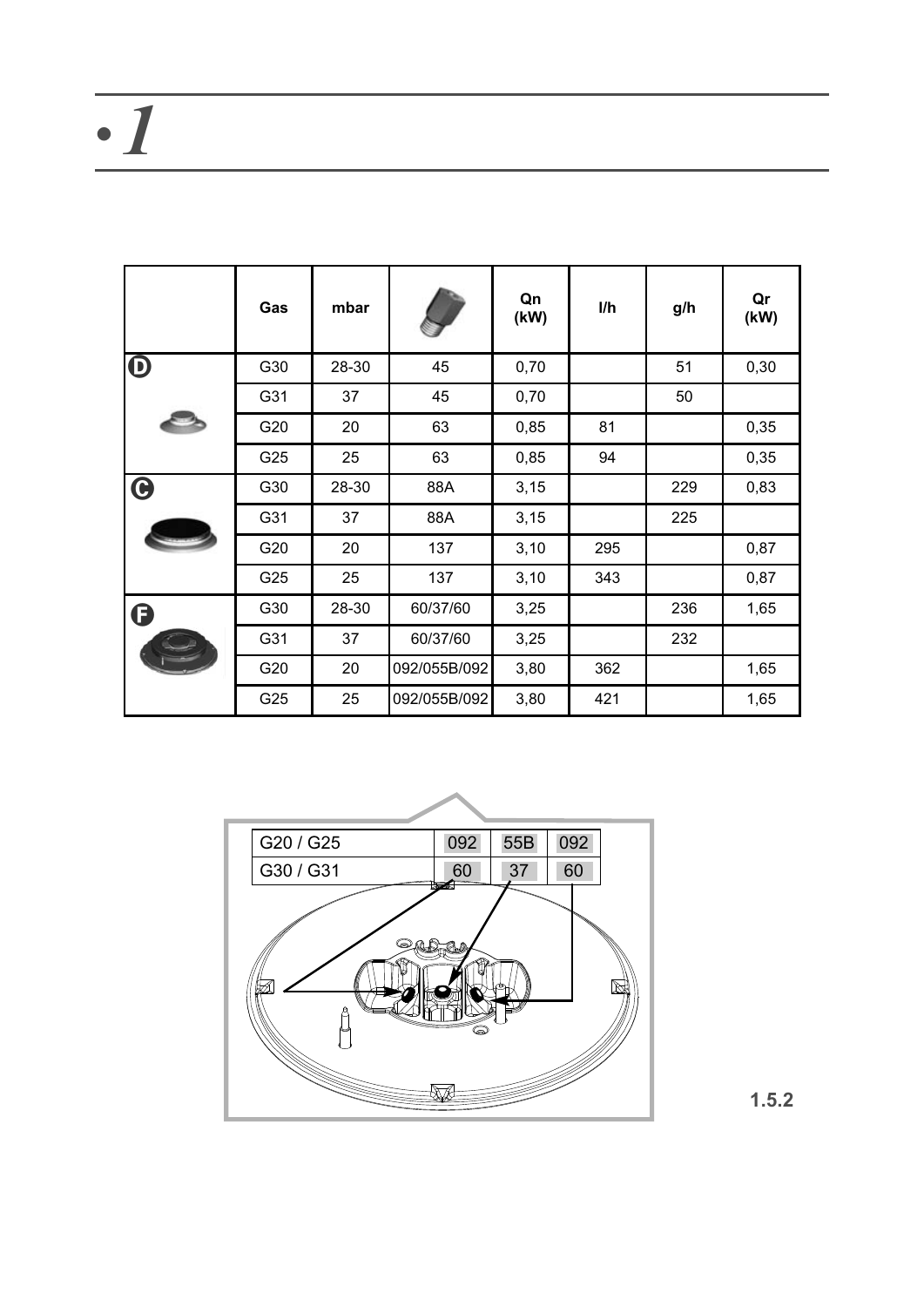# • 1

| | Gas | mbar | | Qn (kW) | l/h | g/h | Qr (kW) |
|---|---|---|---|---|---|---|---|
| D | G30 | 28-30 | 45 | 0,70 | | 51 | 0,30 |
| | G31 | 37 | 45 | 0,70 | | 50 | |
| | G20 | 20 | 63 | 0,85 | 81 | | 0,35 |
| | G25 | 25 | 63 | 0,85 | 94 | | 0,35 |
| C | G30 | 28-30 | 88A | 3,15 | | 229 | 0,83 |
| | G31 | 37 | 88A | 3,15 | | 225 | |
| | G20 | 20 | 137 | 3,10 | 295 | | 0,87 |
| | G25 | 25 | 137 | 3,10 | 343 | | 0,87 |
| F | G30 | 28-30 | 60/37/60 | 3,25 | | 236 | 1,65 |
| | G31 | 37 | 60/37/60 | 3,25 | | 232 | |
| | G20 | 20 | 092/055B/092 | 3,80 | 362 | | 1,65 |
| | G25 | 25 | 092/055B/092 | 3,80 | 421 | | 1,65 |

| | | | |
|---|---|---|---|
| G20 / G25 | 092 | 55B | 092 |
| G30 / G31 | 60 | 37 | 60 |

1.5.2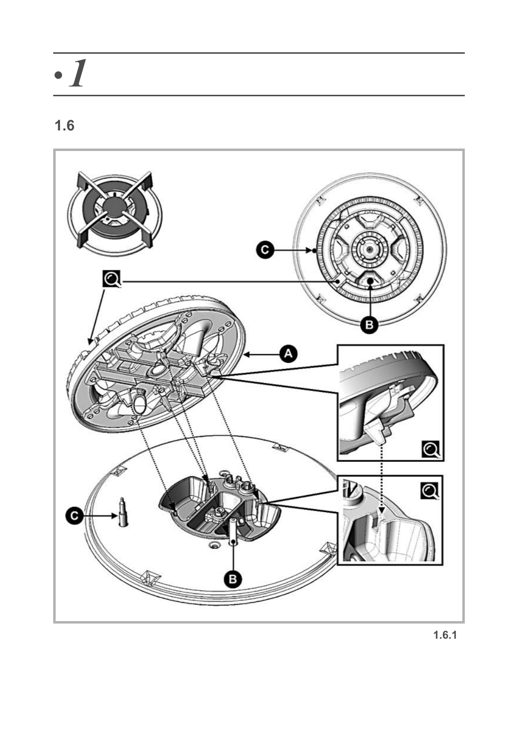# • 1

## 1.6

1.6.1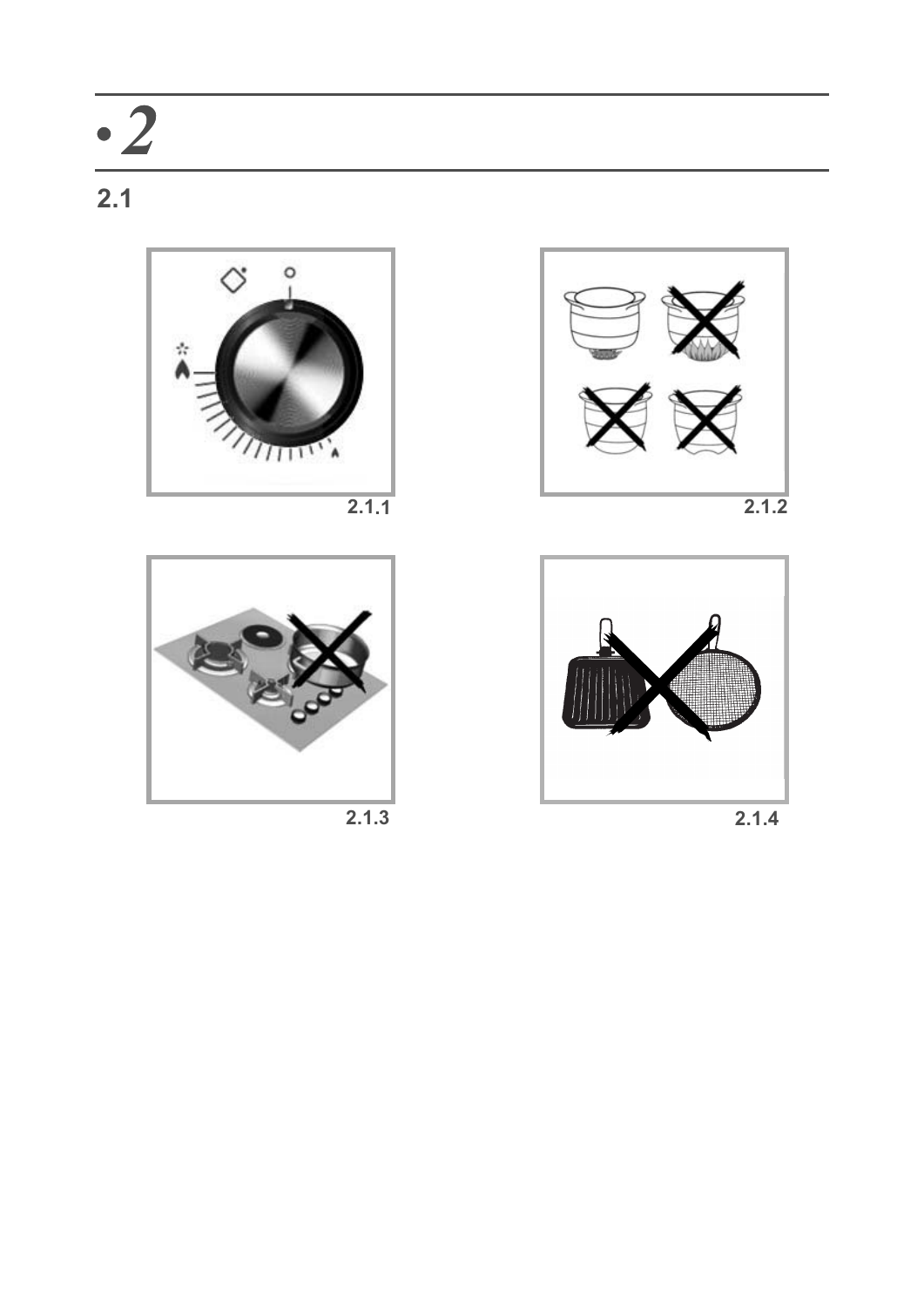# • *2*

## 2.1

2.1.1

2.1.2

2.1.3

2.1.4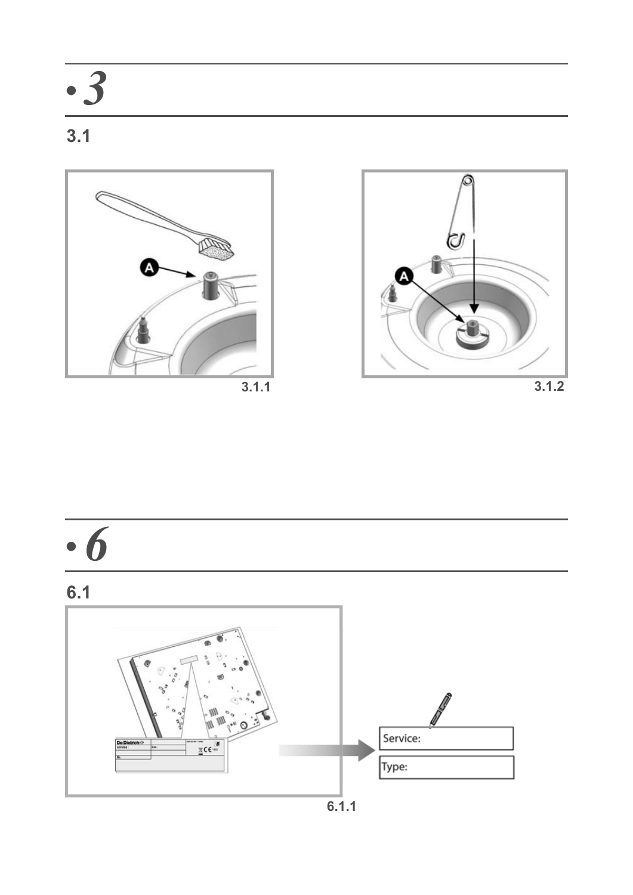# • 3

## 3.1

3.1.1

3.1.2

# • 6

## 6.1

Service:

Type:

6.1.1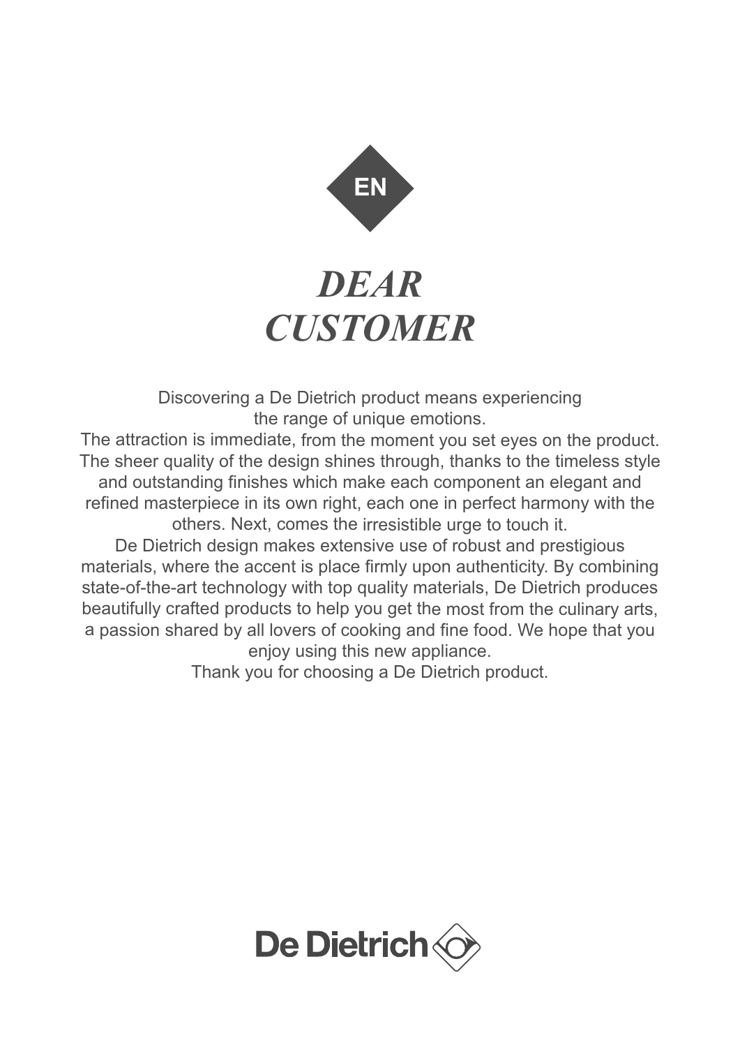EN

# *DEAR CUSTOMER*

Discovering a De Dietrich product means experiencing the range of unique emotions.
The attraction is immediate, from the moment you set eyes on the product. The sheer quality of the design shines through, thanks to the timeless style and outstanding finishes which make each component an elegant and refined masterpiece in its own right, each one in perfect harmony with the others. Next, comes the irresistible urge to touch it.
De Dietrich design makes extensive use of robust and prestigious materials, where the accent is place firmly upon authenticity. By combining state-of-the-art technology with top quality materials, De Dietrich produces beautifully crafted products to help you get the most from the culinary arts, a passion shared by all lovers of cooking and fine food. We hope that you enjoy using this new appliance.
Thank you for choosing a De Dietrich product.

De Dietrich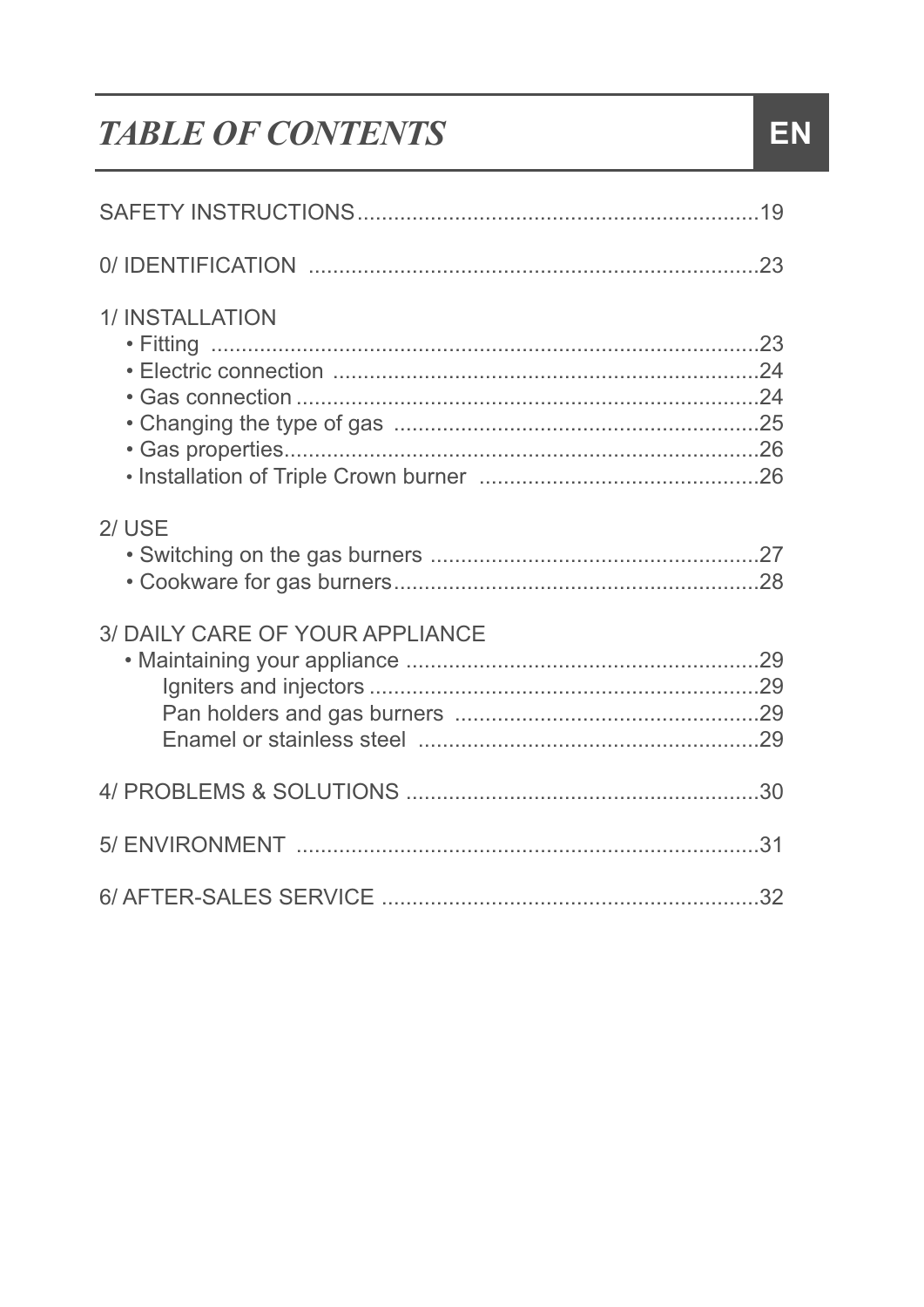# *TABLE OF CONTENTS*

EN

SAFETY INSTRUCTIONS....................................................................19

0/ IDENTIFICATION ..........................................................................23

1/ INSTALLATION
- Fitting ..........................................................................................23
- Electric connection .......................................................................24
- Gas connection .............................................................................24
- Changing the type of gas .............................................................25
- Gas properties...............................................................................26
- Installation of Triple Crown burner ...............................................26

2/ USE
- Switching on the gas burners .......................................................27
- Cookware for gas burners.............................................................28

3/ DAILY CARE OF YOUR APPLIANCE
- Maintaining your appliance ...........................................................29
    - Igniters and injectors .................................................................29
    - Pan holders and gas burners ...................................................29
    - Enamel or stainless steel .........................................................29

4/ PROBLEMS & SOLUTIONS ..........................................................30

5/ ENVIRONMENT .............................................................................31

6/ AFTER-SALES SERVICE ...............................................................32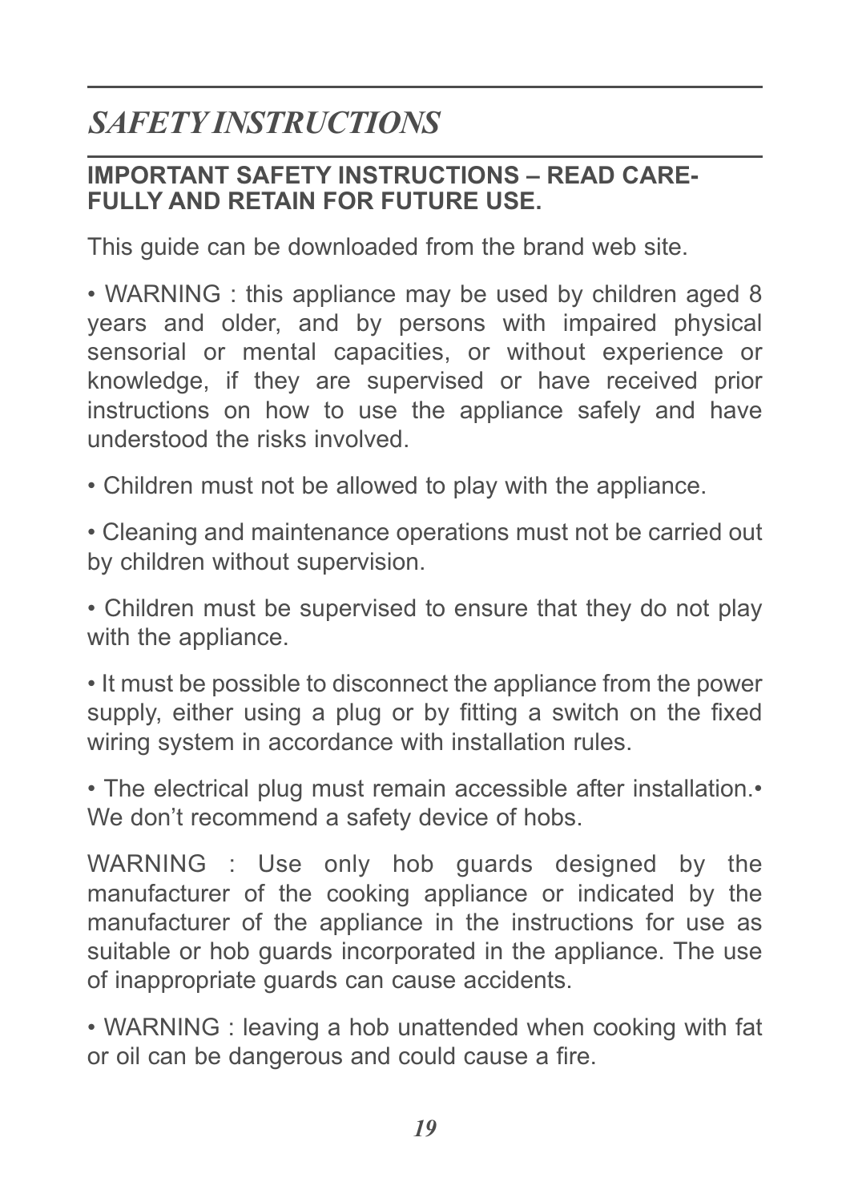# *SAFETY INSTRUCTIONS*

**IMPORTANT SAFETY INSTRUCTIONS – READ CAREFULLY AND RETAIN FOR FUTURE USE.**

This guide can be downloaded from the brand web site.

• WARNING : this appliance may be used by children aged 8 years and older, and by persons with impaired physical sensorial or mental capacities, or without experience or knowledge, if they are supervised or have received prior instructions on how to use the appliance safely and have understood the risks involved.

• Children must not be allowed to play with the appliance.

• Cleaning and maintenance operations must not be carried out by children without supervision.

• Children must be supervised to ensure that they do not play with the appliance.

• It must be possible to disconnect the appliance from the power supply, either using a plug or by fitting a switch on the fixed wiring system in accordance with installation rules.

• The electrical plug must remain accessible after installation.• We don't recommend a safety device of hobs.

WARNING : Use only hob guards designed by the manufacturer of the cooking appliance or indicated by the manufacturer of the appliance in the instructions for use as suitable or hob guards incorporated in the appliance. The use of inappropriate guards can cause accidents.

• WARNING : leaving a hob unattended when cooking with fat or oil can be dangerous and could cause a fire.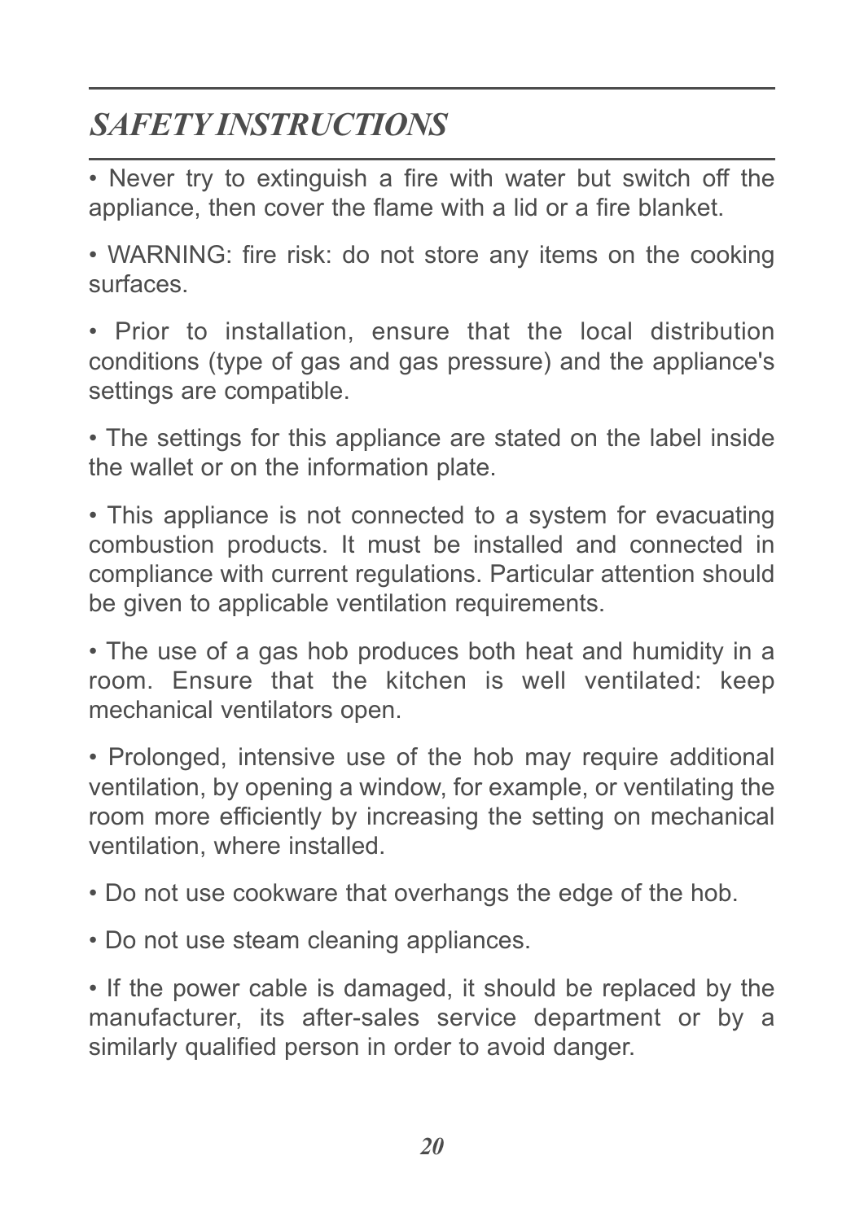## *SAFETY INSTRUCTIONS*

• Never try to extinguish a fire with water but switch off the appliance, then cover the flame with a lid or a fire blanket.

• WARNING: fire risk: do not store any items on the cooking surfaces.

• Prior to installation, ensure that the local distribution conditions (type of gas and gas pressure) and the appliance's settings are compatible.

• The settings for this appliance are stated on the label inside the wallet or on the information plate.

• This appliance is not connected to a system for evacuating combustion products. It must be installed and connected in compliance with current regulations. Particular attention should be given to applicable ventilation requirements.

• The use of a gas hob produces both heat and humidity in a room. Ensure that the kitchen is well ventilated: keep mechanical ventilators open.

• Prolonged, intensive use of the hob may require additional ventilation, by opening a window, for example, or ventilating the room more efficiently by increasing the setting on mechanical ventilation, where installed.

• Do not use cookware that overhangs the edge of the hob.

• Do not use steam cleaning appliances.

• If the power cable is damaged, it should be replaced by the manufacturer, its after-sales service department or by a similarly qualified person in order to avoid danger.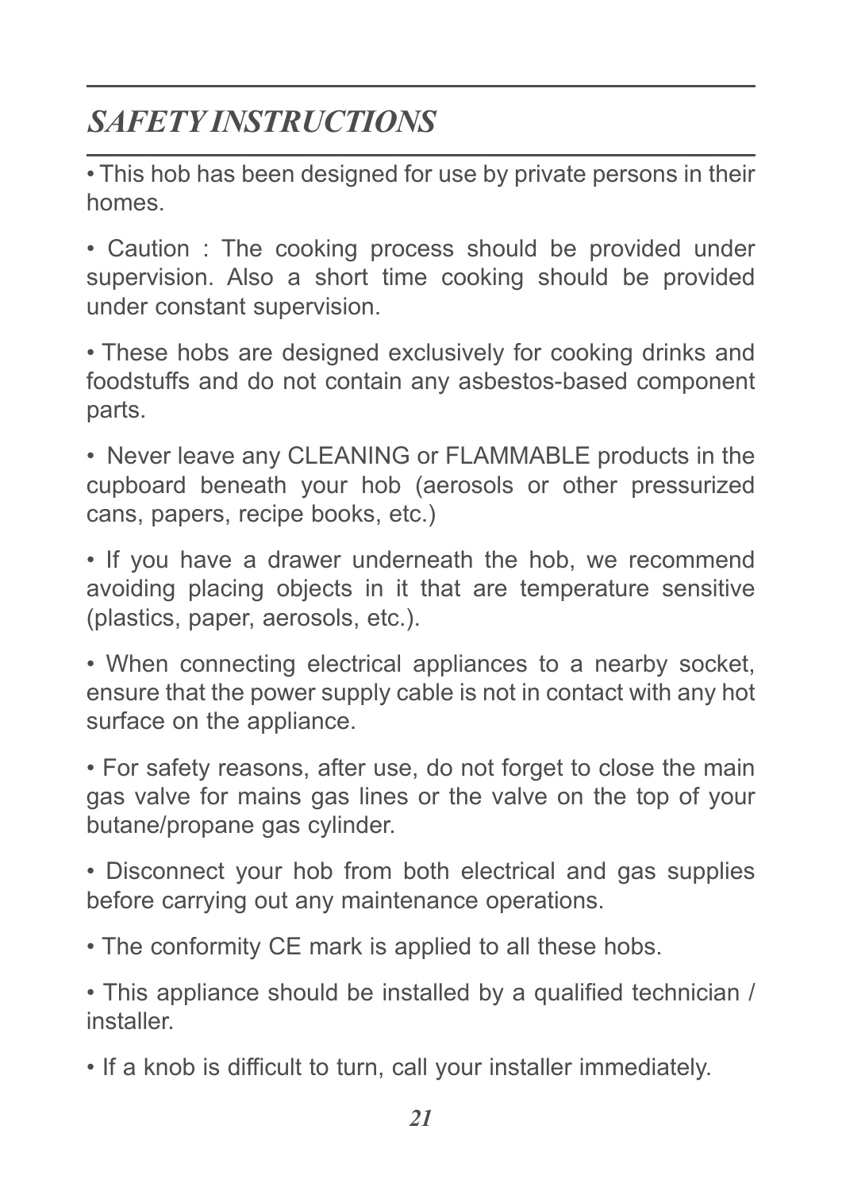# *SAFETY INSTRUCTIONS*

- This hob has been designed for use by private persons in their homes.
- Caution : The cooking process should be provided under supervision. Also a short time cooking should be provided under constant supervision.
- These hobs are designed exclusively for cooking drinks and foodstuffs and do not contain any asbestos-based component parts.
- Never leave any CLEANING or FLAMMABLE products in the cupboard beneath your hob (aerosols or other pressurized cans, papers, recipe books, etc.)
- If you have a drawer underneath the hob, we recommend avoiding placing objects in it that are temperature sensitive (plastics, paper, aerosols, etc.).
- When connecting electrical appliances to a nearby socket, ensure that the power supply cable is not in contact with any hot surface on the appliance.
- For safety reasons, after use, do not forget to close the main gas valve for mains gas lines or the valve on the top of your butane/propane gas cylinder.
- Disconnect your hob from both electrical and gas supplies before carrying out any maintenance operations.
- The conformity CE mark is applied to all these hobs.
- This appliance should be installed by a qualified technician / installer.
- If a knob is difficult to turn, call your installer immediately.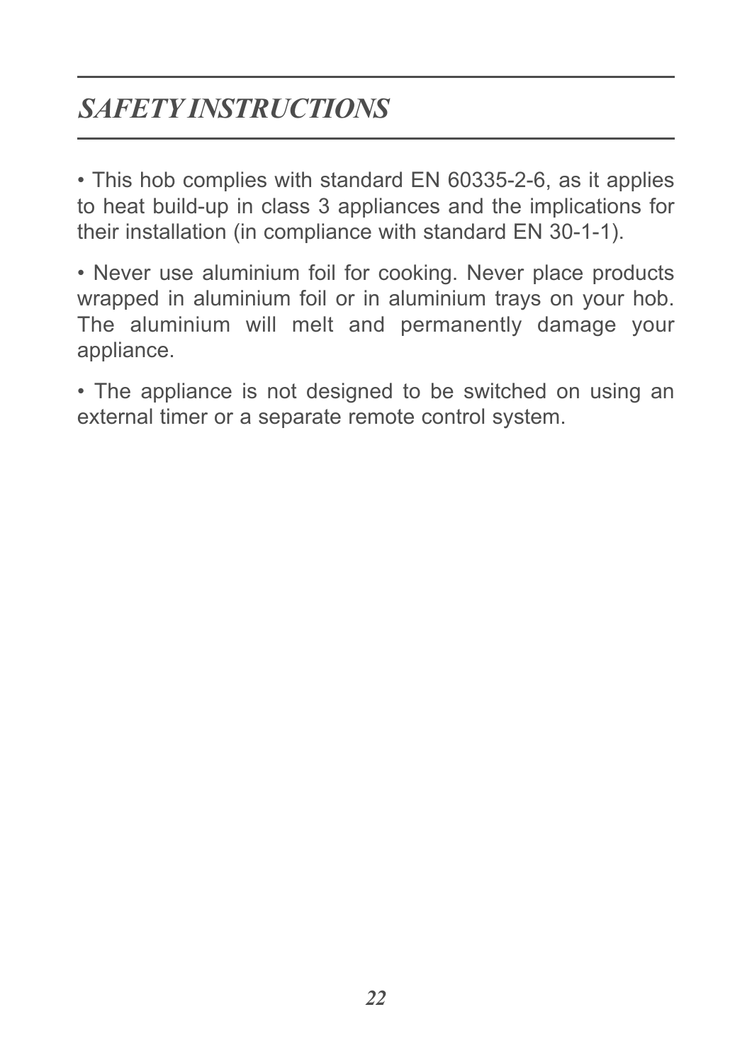## *SAFETY INSTRUCTIONS*

• This hob complies with standard EN 60335-2-6, as it applies to heat build-up in class 3 appliances and the implications for their installation (in compliance with standard EN 30-1-1).

• Never use aluminium foil for cooking. Never place products wrapped in aluminium foil or in aluminium trays on your hob. The aluminium will melt and permanently damage your appliance.

• The appliance is not designed to be switched on using an external timer or a separate remote control system.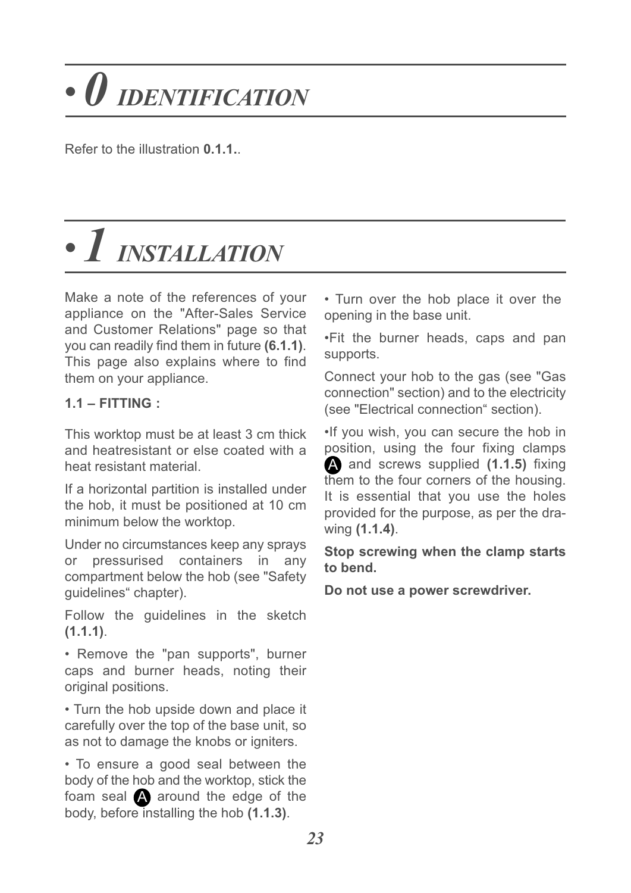# • *0 IDENTIFICATION*

Refer to the illustration **0.1.1.**.

# • *1 INSTALLATION*

Make a note of the references of your appliance on the "After-Sales Service and Customer Relations" page so that you can readily find them in future **(6.1.1)**. This page also explains where to find them on your appliance.

**1.1 – FITTING :**

This worktop must be at least 3 cm thick and heatresistant or else coated with a heat resistant material.

If a horizontal partition is installed under the hob, it must be positioned at 10 cm minimum below the worktop.

Under no circumstances keep any sprays or pressurised containers in any compartment below the hob (see "Safety guidelines" chapter).

Follow the guidelines in the sketch **(1.1.1)**.

• Remove the "pan supports", burner caps and burner heads, noting their original positions.

• Turn the hob upside down and place it carefully over the top of the base unit, so as not to damage the knobs or igniters.

• To ensure a good seal between the body of the hob and the worktop, stick the foam seal **A** around the edge of the body, before installing the hob **(1.1.3)**.

• Turn over the hob place it over the opening in the base unit.

•Fit the burner heads, caps and pan supports.

Connect your hob to the gas (see "Gas connection" section) and to the electricity (see "Electrical connection" section).

•If you wish, you can secure the hob in position, using the four fixing clamps **A** and screws supplied **(1.1.5)** fixing them to the four corners of the housing. It is essential that you use the holes provided for the purpose, as per the drawing **(1.1.4)**.

**Stop screwing when the clamp starts to bend.**

**Do not use a power screwdriver.**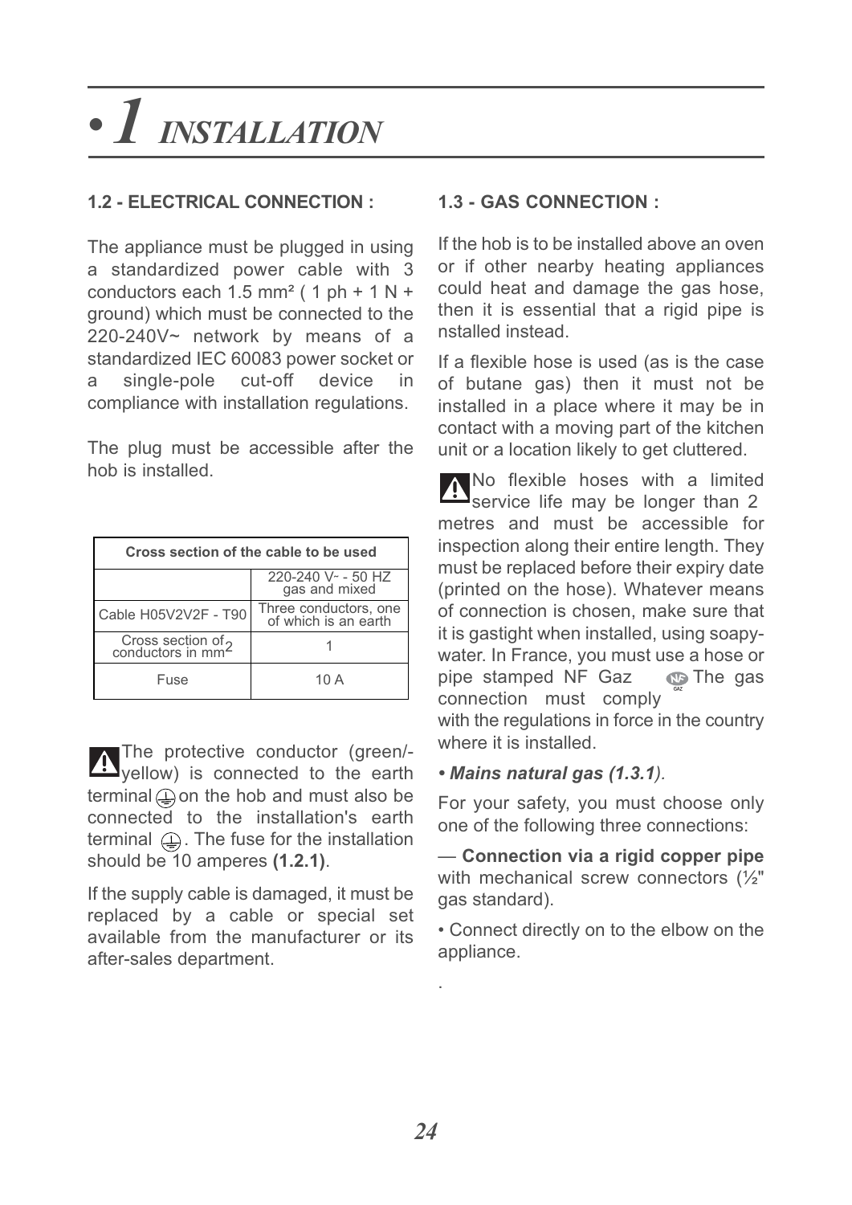# • 1 INSTALLATION

## 1.2 - ELECTRICAL CONNECTION :

The appliance must be plugged in using a standardized power cable with 3 conductors each 1.5 mm² ( 1 ph + 1 N + ground) which must be connected to the 220-240V~ network by means of a standardized IEC 60083 power socket or a single-pole cut-off device in compliance with installation regulations.

The plug must be accessible after the hob is installed.

| Cross section of the cable to be used | |
|---|---|
| | 220-240 V~ - 50 HZ gas and mixed |
| Cable H05V2V2F - T90 | Three conductors, one of which is an earth |
| Cross section of conductors in mm² | 1 |
| Fuse | 10 A |

⚠ The protective conductor (green/-yellow) is connected to the earth terminal ⏚ on the hob and must also be connected to the installation's earth terminal ⏚. The fuse for the installation should be 10 amperes **(1.2.1)**.

If the supply cable is damaged, it must be replaced by a cable or special set available from the manufacturer or its after-sales department.

## 1.3 - GAS CONNECTION :

If the hob is to be installed above an oven or if other nearby heating appliances could heat and damage the gas hose, then it is essential that a rigid pipe is nstalled instead.

If a flexible hose is used (as is the case of butane gas) then it must not be installed in a place where it may be in contact with a moving part of the kitchen unit or a location likely to get cluttered.

⚠ No flexible hoses with a limited service life may be longer than 2 metres and must be accessible for inspection along their entire length. They must be replaced before their expiry date (printed on the hose). Whatever means of connection is chosen, make sure that it is gastight when installed, using soapy-water. In France, you must use a hose or pipe stamped NF Gaz. The gas connection must comply with the regulations in force in the country where it is installed.

***• Mains natural gas (1.3.1)**.*

For your safety, you must choose only one of the following three connections:

— **Connection via a rigid copper pipe** with mechanical screw connectors (½" gas standard).

• Connect directly on to the elbow on the appliance.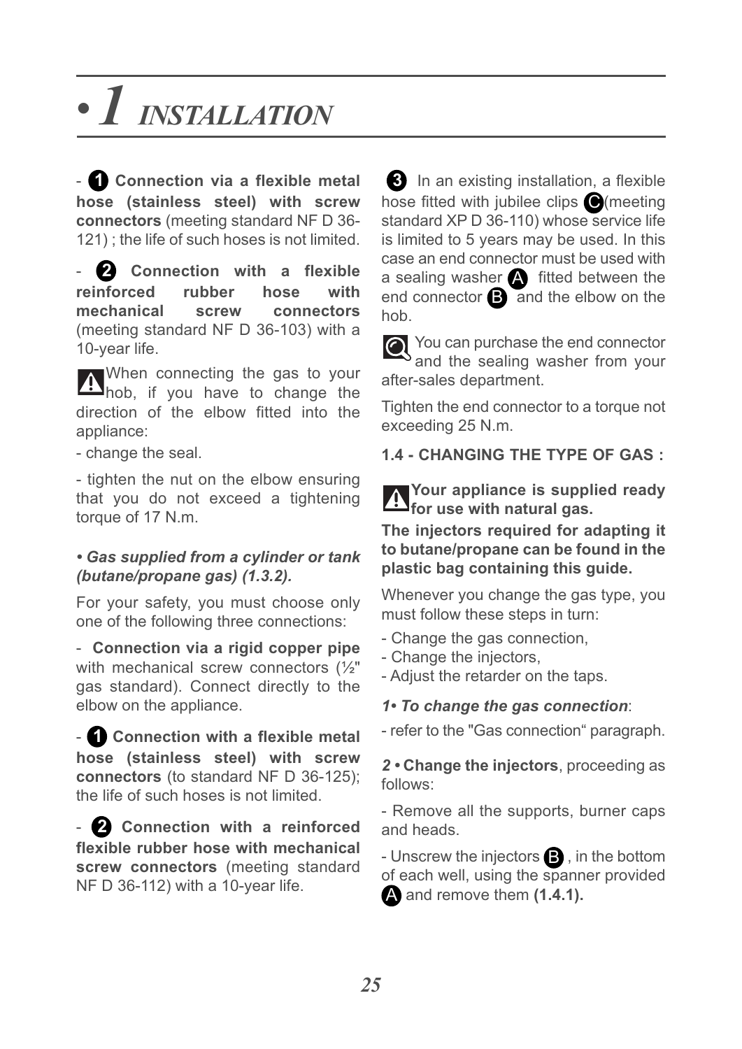# • 1 INSTALLATION

- ❶ **Connection via a flexible metal hose (stainless steel) with screw connectors** (meeting standard NF D 36-121) ; the life of such hoses is not limited.

- ❷ **Connection with a flexible reinforced rubber hose with mechanical screw connectors** (meeting standard NF D 36-103) with a 10-year life.

⚠ When connecting the gas to your hob, if you have to change the direction of the elbow fitted into the appliance:

- change the seal.

- tighten the nut on the elbow ensuring that you do not exceed a tightening torque of 17 N.m.

***• Gas supplied from a cylinder or tank (butane/propane gas) (1.3.2).***

For your safety, you must choose only one of the following three connections:

- **Connection via a rigid copper pipe** with mechanical screw connectors (½" gas standard). Connect directly to the elbow on the appliance.

- ❶ **Connection with a flexible metal hose (stainless steel) with screw connectors** (to standard NF D 36-125); the life of such hoses is not limited.

- ❷ **Connection with a reinforced flexible rubber hose with mechanical screw connectors** (meeting standard NF D 36-112) with a 10-year life.

❸ In an existing installation, a flexible hose fitted with jubilee clips Ⓒ (meeting standard XP D 36-110) whose service life is limited to 5 years may be used. In this case an end connector must be used with a sealing washer Ⓐ fitted between the end connector Ⓑ and the elbow on the hob.

You can purchase the end connector and the sealing washer from your after-sales department.

Tighten the end connector to a torque not exceeding 25 N.m.

**1.4 - CHANGING THE TYPE OF GAS :**

⚠ **Your appliance is supplied ready for use with natural gas.**

**The injectors required for adapting it to butane/propane can be found in the plastic bag containing this guide.**

Whenever you change the gas type, you must follow these steps in turn:

- Change the gas connection,
- Change the injectors,
- Adjust the retarder on the taps.

***1• To change the gas connection***:

- refer to the "Gas connection" paragraph.

***2 •*** **Change the injectors**, proceeding as follows:

- Remove all the supports, burner caps and heads.

- Unscrew the injectors Ⓑ, in the bottom of each well, using the spanner provided Ⓐ and remove them **(1.4.1).**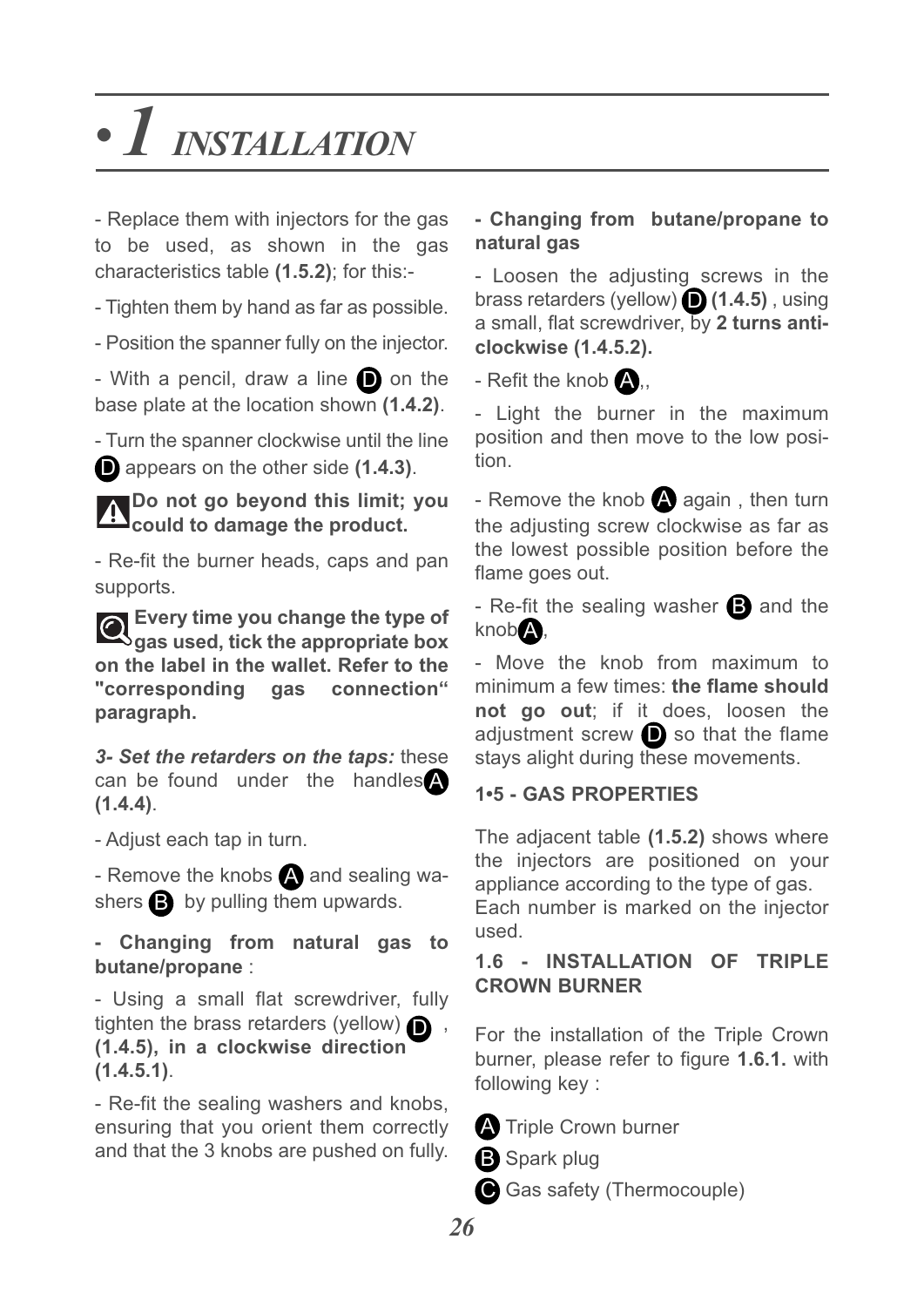# • 1 INSTALLATION

- Replace them with injectors for the gas to be used, as shown in the gas characteristics table **(1.5.2)**; for this:-

- Tighten them by hand as far as possible.

- Position the spanner fully on the injector.

- With a pencil, draw a line D on the base plate at the location shown **(1.4.2)**.

- Turn the spanner clockwise until the line D appears on the other side **(1.4.3)**.

**Do not go beyond this limit; you could to damage the product.**

- Re-fit the burner heads, caps and pan supports.

**Every time you change the type of gas used, tick the appropriate box on the label in the wallet. Refer to the "corresponding gas connection" paragraph.**

***3- Set the retarders on the taps:*** these can be found under the handles A **(1.4.4)**.

- Adjust each tap in turn.

- Remove the knobs A and sealing washers B by pulling them upwards.

**- Changing from natural gas to butane/propane** :

- Using a small flat screwdriver, fully tighten the brass retarders (yellow) D , **(1.4.5), in a clockwise direction (1.4.5.1)**.

- Re-fit the sealing washers and knobs, ensuring that you orient them correctly and that the 3 knobs are pushed on fully.

**- Changing from butane/propane to natural gas**

- Loosen the adjusting screws in the brass retarders (yellow) D **(1.4.5)** , using a small, flat screwdriver, by **2 turns anti-clockwise (1.4.5.2).**

- Refit the knob A,,

- Light the burner in the maximum position and then move to the low position.

- Remove the knob A again , then turn the adjusting screw clockwise as far as the lowest possible position before the flame goes out.

- Re-fit the sealing washer B and the knob A,

- Move the knob from maximum to minimum a few times: **the flame should not go out**; if it does, loosen the adjustment screw D so that the flame stays alight during these movements.

### 1•5 - GAS PROPERTIES

The adjacent table **(1.5.2)** shows where the injectors are positioned on your appliance according to the type of gas.
Each number is marked on the injector used.

### 1.6 - INSTALLATION OF TRIPLE CROWN BURNER

For the installation of the Triple Crown burner, please refer to figure **1.6.1.** with following key :

A Triple Crown burner

B Spark plug

C Gas safety (Thermocouple)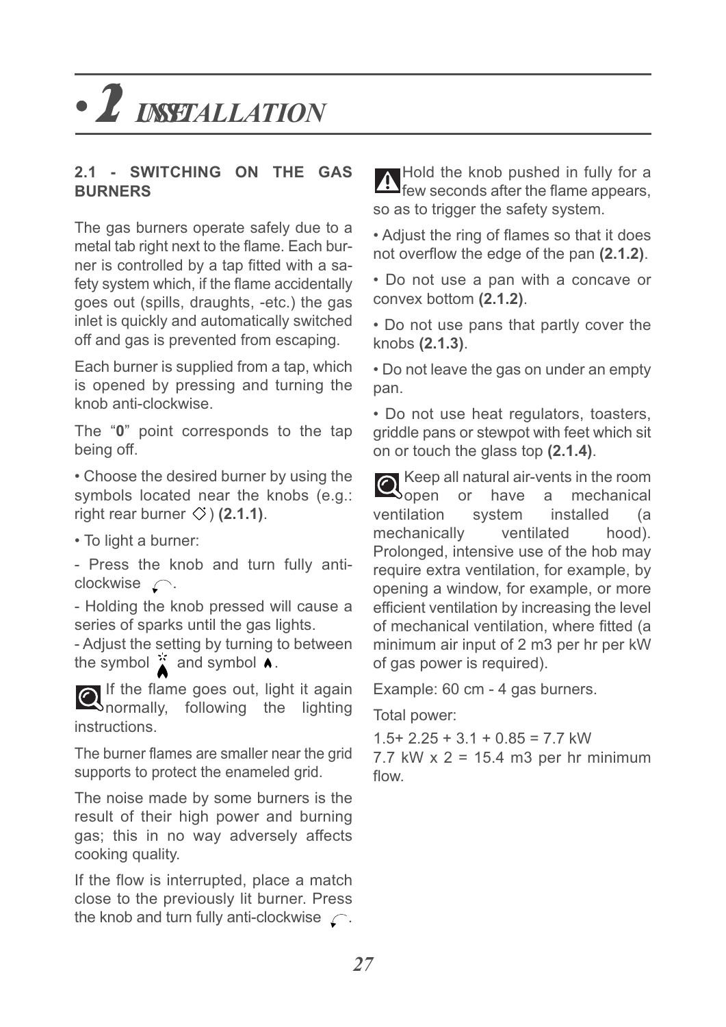# • 2 USE

## 2.1 - SWITCHING ON THE GAS BURNERS

The gas burners operate safely due to a metal tab right next to the flame. Each burner is controlled by a tap fitted with a safety system which, if the flame accidentally goes out (spills, draughts, -etc.) the gas inlet is quickly and automatically switched off and gas is prevented from escaping.

Each burner is supplied from a tap, which is opened by pressing and turning the knob anti-clockwise.

The "**0**" point corresponds to the tap being off.

• Choose the desired burner by using the symbols located near the knobs (e.g.: right rear burner ◇) **(2.1.1)**.

• To light a burner:

- Press the knob and turn fully anti-clockwise.

- Holding the knob pressed will cause a series of sparks until the gas lights.

- Adjust the setting by turning to between the symbol and symbol.

If the flame goes out, light it again normally, following the lighting instructions.

The burner flames are smaller near the grid supports to protect the enameled grid.

The noise made by some burners is the result of their high power and burning gas; this in no way adversely affects cooking quality.

If the flow is interrupted, place a match close to the previously lit burner. Press the knob and turn fully anti-clockwise.

⚠ Hold the knob pushed in fully for a few seconds after the flame appears, so as to trigger the safety system.

• Adjust the ring of flames so that it does not overflow the edge of the pan **(2.1.2)**.

• Do not use a pan with a concave or convex bottom **(2.1.2)**.

• Do not use pans that partly cover the knobs **(2.1.3)**.

• Do not leave the gas on under an empty pan.

• Do not use heat regulators, toasters, griddle pans or stewpot with feet which sit on or touch the glass top **(2.1.4)**.

Keep all natural air-vents in the room open or have a mechanical ventilation system installed (a mechanically ventilated hood). Prolonged, intensive use of the hob may require extra ventilation, for example, by opening a window, for example, or more efficient ventilation by increasing the level of mechanical ventilation, where fitted (a minimum air input of 2 m3 per hr per kW of gas power is required).

Example: 60 cm - 4 gas burners.

Total power:

1.5+ 2.25 + 3.1 + 0.85 = 7.7 kW
7.7 kW x 2 = 15.4 m3 per hr minimum flow.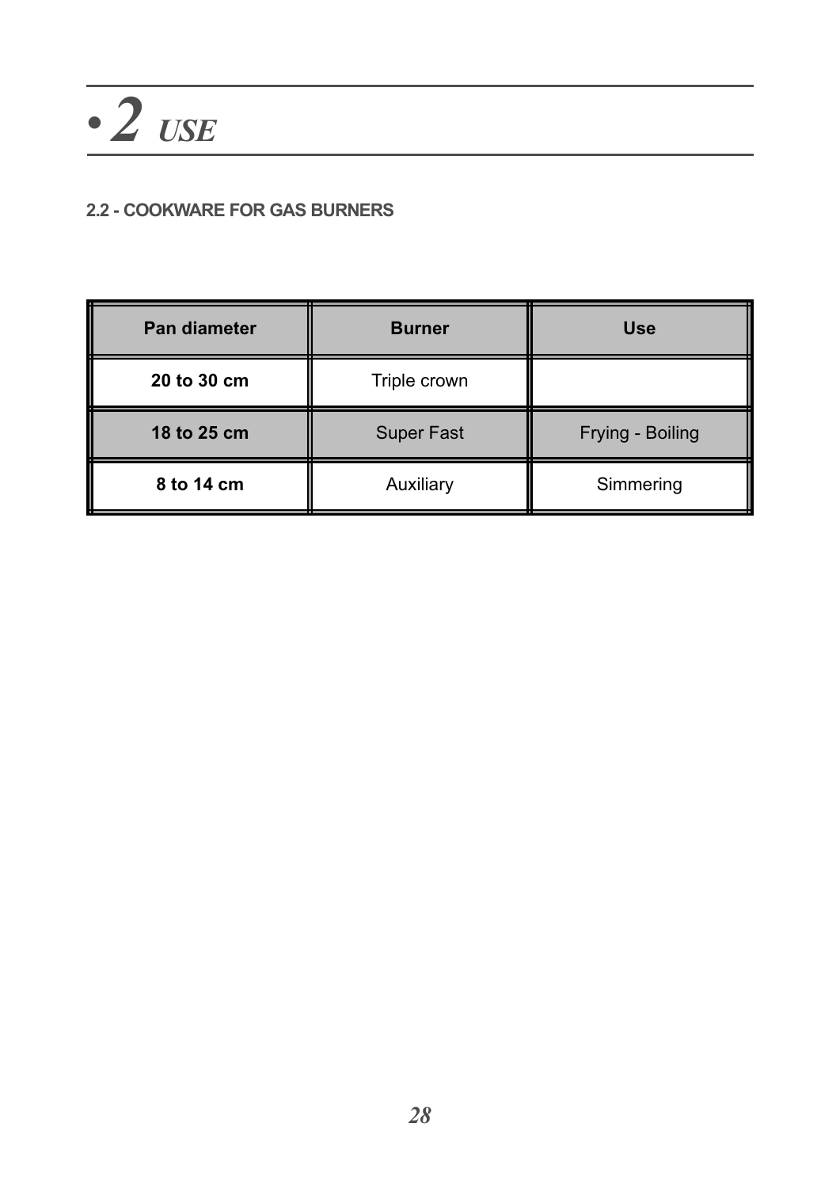# • 2 USE

## 2.2 - COOKWARE FOR GAS BURNERS

| Pan diameter | Burner | Use |
|---|---|---|
| **20 to 30 cm** | Triple crown | |
| **18 to 25 cm** | Super Fast | Frying - Boiling |
| **8 to 14 cm** | Auxiliary | Simmering |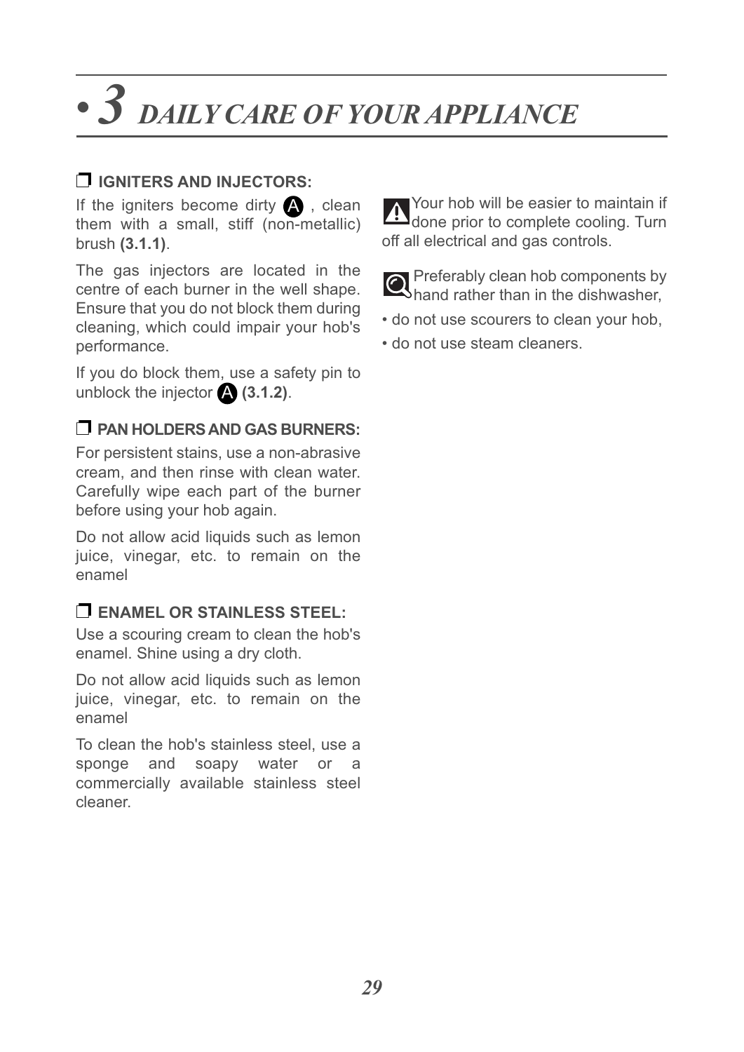# • 3 *DAILY CARE OF YOUR APPLIANCE*

### ❐ IGNITERS AND INJECTORS:

If the igniters become dirty Ⓐ , clean them with a small, stiff (non-metallic) brush **(3.1.1)**.

The gas injectors are located in the centre of each burner in the well shape. Ensure that you do not block them during cleaning, which could impair your hob's performance.

If you do block them, use a safety pin to unblock the injector Ⓐ **(3.1.2)**.

### ❐ PAN HOLDERS AND GAS BURNERS:

For persistent stains, use a non-abrasive cream, and then rinse with clean water. Carefully wipe each part of the burner before using your hob again.

Do not allow acid liquids such as lemon juice, vinegar, etc. to remain on the enamel

### ❐ ENAMEL OR STAINLESS STEEL:

Use a scouring cream to clean the hob's enamel. Shine using a dry cloth.

Do not allow acid liquids such as lemon juice, vinegar, etc. to remain on the enamel

To clean the hob's stainless steel, use a sponge and soapy water or a commercially available stainless steel cleaner.

⚠ Your hob will be easier to maintain if done prior to complete cooling. Turn off all electrical and gas controls.

Preferably clean hob components by hand rather than in the dishwasher,

- do not use scourers to clean your hob,
- do not use steam cleaners.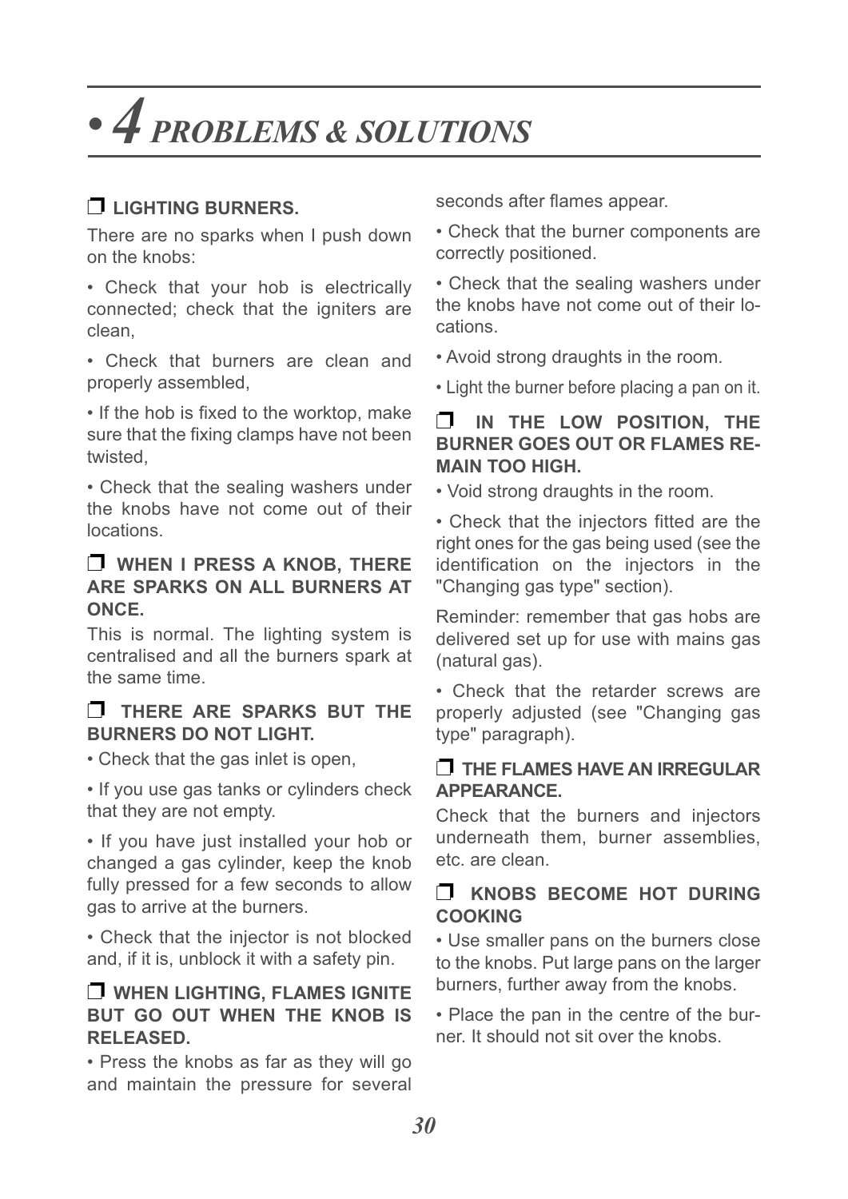# • 4 PROBLEMS & SOLUTIONS

### ❒ LIGHTING BURNERS.

There are no sparks when I push down on the knobs:

• Check that your hob is electrically connected; check that the igniters are clean,

• Check that burners are clean and properly assembled,

• If the hob is fixed to the worktop, make sure that the fixing clamps have not been twisted,

• Check that the sealing washers under the knobs have not come out of their locations.

### ❒ WHEN I PRESS A KNOB, THERE ARE SPARKS ON ALL BURNERS AT ONCE.

This is normal. The lighting system is centralised and all the burners spark at the same time.

### ❒ THERE ARE SPARKS BUT THE BURNERS DO NOT LIGHT.

• Check that the gas inlet is open,

• If you use gas tanks or cylinders check that they are not empty.

• If you have just installed your hob or changed a gas cylinder, keep the knob fully pressed for a few seconds to allow gas to arrive at the burners.

• Check that the injector is not blocked and, if it is, unblock it with a safety pin.

### ❒ WHEN LIGHTING, FLAMES IGNITE BUT GO OUT WHEN THE KNOB IS RELEASED.

• Press the knobs as far as they will go and maintain the pressure for several seconds after flames appear.

• Check that the burner components are correctly positioned.

• Check that the sealing washers under the knobs have not come out of their locations.

• Avoid strong draughts in the room.

• Light the burner before placing a pan on it.

### ❒ IN THE LOW POSITION, THE BURNER GOES OUT OR FLAMES REMAIN TOO HIGH.

• Void strong draughts in the room.

• Check that the injectors fitted are the right ones for the gas being used (see the identification on the injectors in the "Changing gas type" section).

Reminder: remember that gas hobs are delivered set up for use with mains gas (natural gas).

• Check that the retarder screws are properly adjusted (see "Changing gas type" paragraph).

### ❒ THE FLAMES HAVE AN IRREGULAR APPEARANCE.

Check that the burners and injectors underneath them, burner assemblies, etc. are clean.

### ❒ KNOBS BECOME HOT DURING COOKING

• Use smaller pans on the burners close to the knobs. Put large pans on the larger burners, further away from the knobs.

• Place the pan in the centre of the burner. It should not sit over the knobs.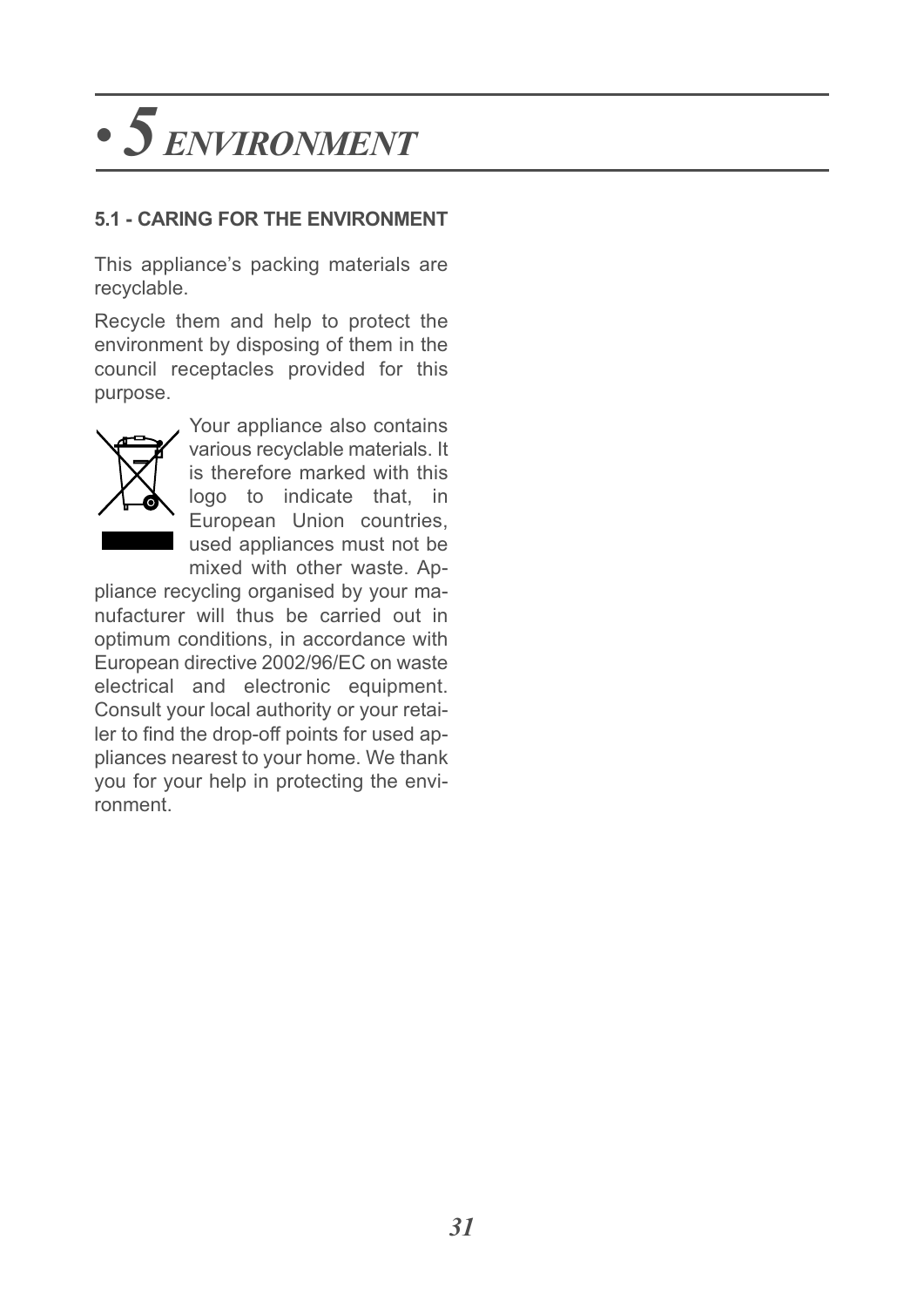# • 5 ENVIRONMENT

### 5.1 - CARING FOR THE ENVIRONMENT

This appliance's packing materials are recyclable.

Recycle them and help to protect the environment by disposing of them in the council receptacles provided for this purpose.

Your appliance also contains various recyclable materials. It is therefore marked with this logo to indicate that, in European Union countries, used appliances must not be mixed with other waste. Appliance recycling organised by your manufacturer will thus be carried out in optimum conditions, in accordance with European directive 2002/96/EC on waste electrical and electronic equipment. Consult your local authority or your retailer to find the drop-off points for used appliances nearest to your home. We thank you for your help in protecting the environment.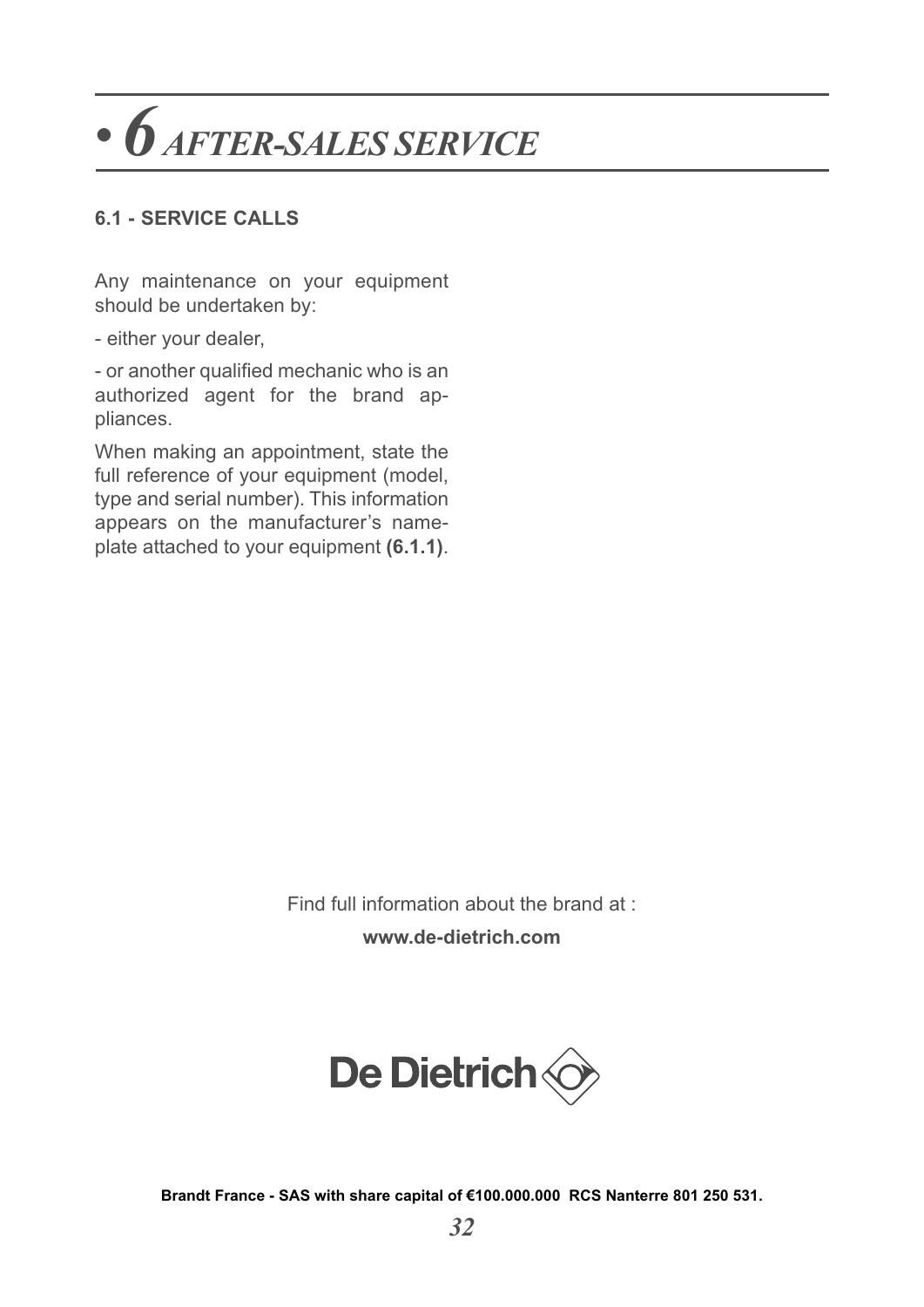# • 6 AFTER-SALES SERVICE

### 6.1 - SERVICE CALLS

Any maintenance on your equipment should be undertaken by:

- either your dealer,

- or another qualified mechanic who is an authorized agent for the brand appliances.

When making an appointment, state the full reference of your equipment (model, type and serial number). This information appears on the manufacturer's name-plate attached to your equipment **(6.1.1)**.

Find full information about the brand at :

**www.de-dietrich.com**

De Dietrich

**Brandt France - SAS with share capital of €100.000.000 RCS Nanterre 801 250 531.**